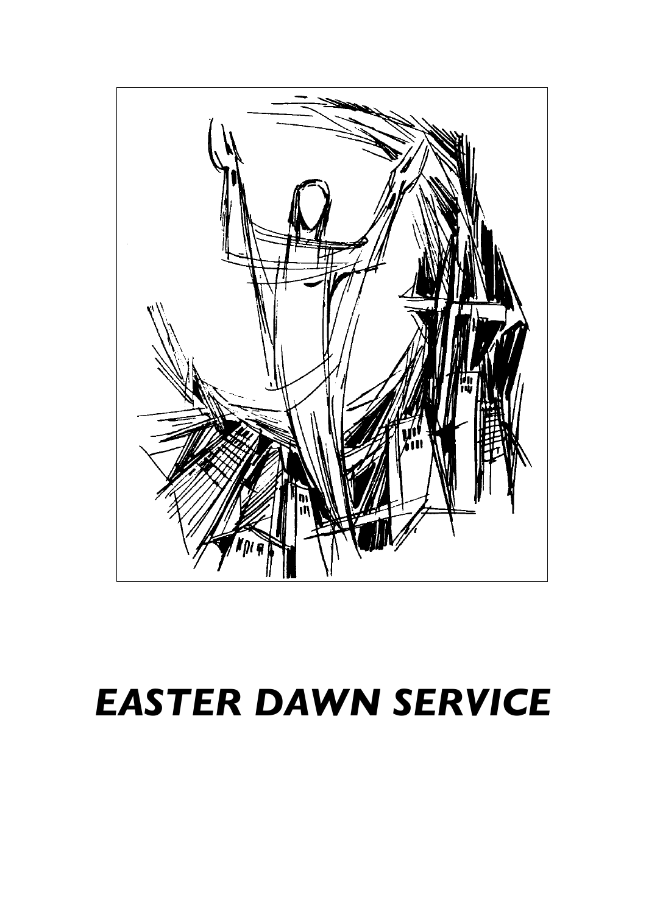# *EASTER DAWN SERVICE*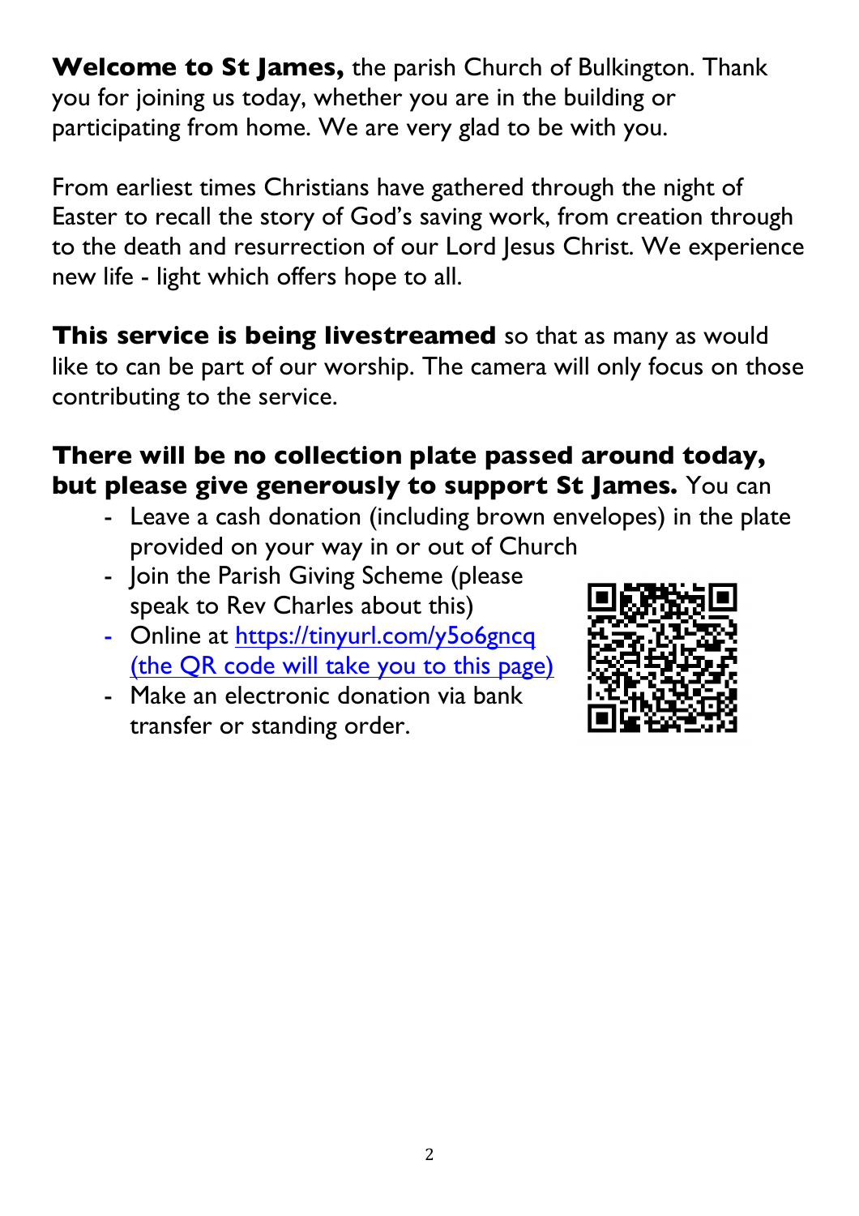**Welcome to St James,** the parish Church of Bulkington. Thank you for joining us today, whether you are in the building or participating from home. We are very glad to be with you.

From earliest times Christians have gathered through the night of Easter to recall the story of God's saving work, from creation through to the death and resurrection of our Lord Jesus Christ. We experience new life - light which offers hope to all.

**This service is being livestreamed** so that as many as would like to can be part of our worship. The camera will only focus on those contributing to the service.

**There will be no collection plate passed around today, but please give generously to support St James.** You can

- Leave a cash donation (including brown envelopes) in the plate provided on your way in or out of Church
- Join the Parish Giving Scheme (please speak to Rev Charles about this)
- Online at https://tinyurl.com/y5o6gncq (the QR code will take you to this page)
- Make an electronic donation via bank transfer or standing order.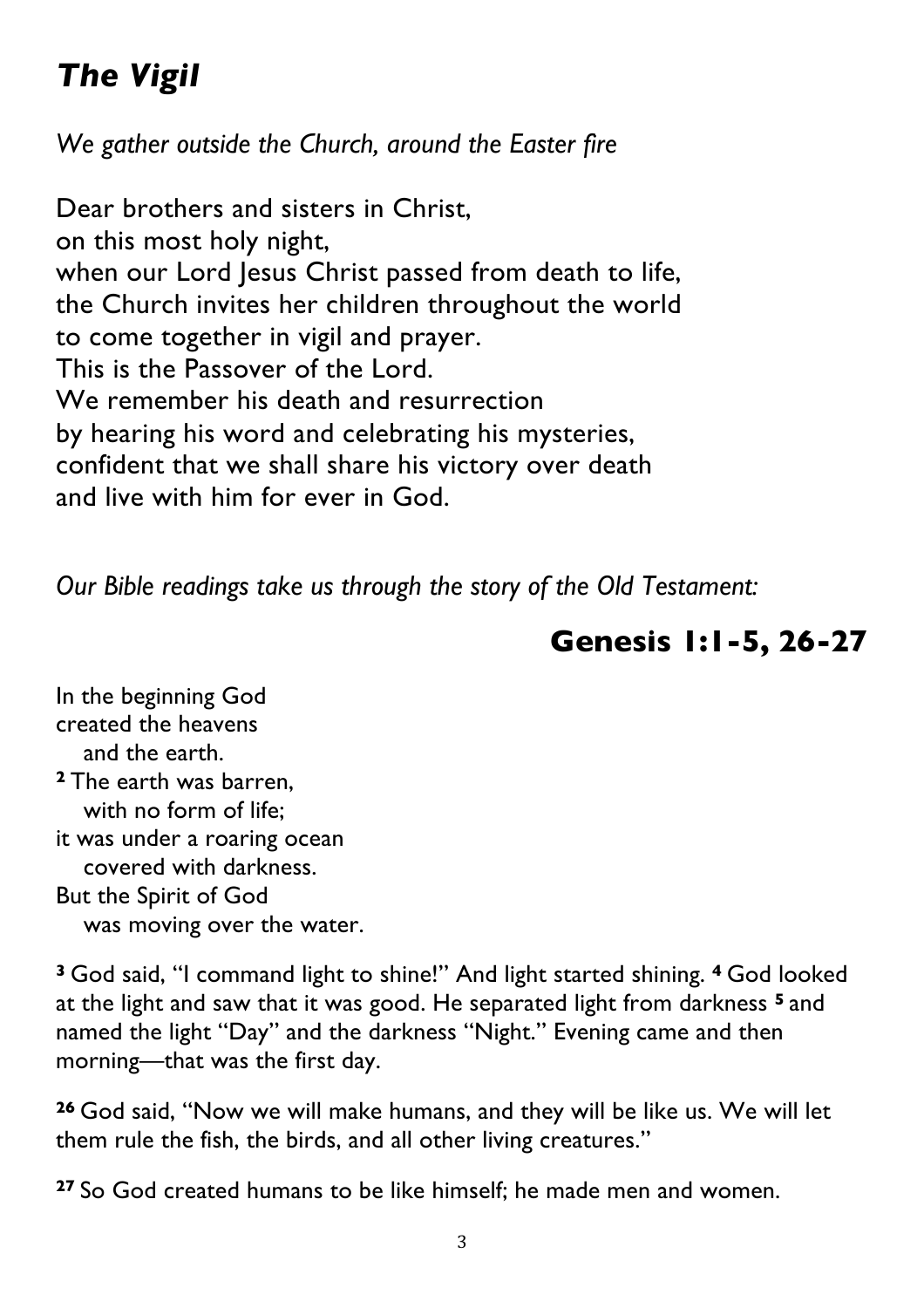## *The Vigil*

*We gather outside the Church, around the Easter fire*

Dear brothers and sisters in Christ,
on this most holy night,
when our Lord Jesus Christ passed from death to life,
the Church invites her children throughout the world
to come together in vigil and prayer.
This is the Passover of the Lord.
We remember his death and resurrection
by hearing his word and celebrating his mysteries,
confident that we shall share his victory over death
and live with him for ever in God.

*Our Bible readings take us through the story of the Old Testament:*

### Genesis 1:1-5, 26-27

In the beginning God
created the heavens
and the earth.
**2** The earth was barren,
with no form of life;
it was under a roaring ocean
covered with darkness.
But the Spirit of God
was moving over the water.

**3** God said, "I command light to shine!" And light started shining. **4** God looked at the light and saw that it was good. He separated light from darkness **5** and named the light "Day" and the darkness "Night." Evening came and then morning—that was the first day.

**26** God said, "Now we will make humans, and they will be like us. We will let them rule the fish, the birds, and all other living creatures."

**27** So God created humans to be like himself; he made men and women.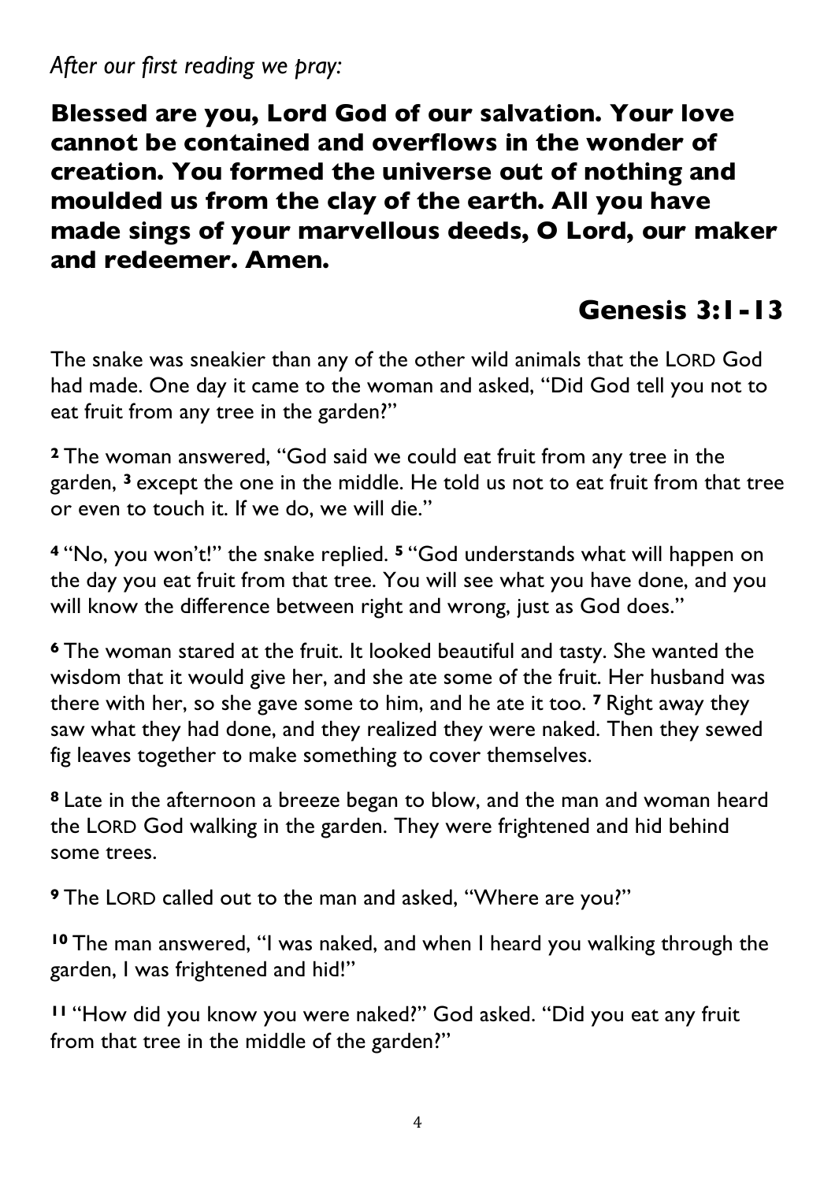*After our first reading we pray:*

**Blessed are you, Lord God of our salvation. Your love cannot be contained and overflows in the wonder of creation. You formed the universe out of nothing and moulded us from the clay of the earth. All you have made sings of your marvellous deeds, O Lord, our maker and redeemer. Amen.**

## Genesis 3:1-13

The snake was sneakier than any of the other wild animals that the LORD God had made. One day it came to the woman and asked, "Did God tell you not to eat fruit from any tree in the garden?"

**2** The woman answered, "God said we could eat fruit from any tree in the garden, **3** except the one in the middle. He told us not to eat fruit from that tree or even to touch it. If we do, we will die."

**4** "No, you won't!" the snake replied. **5** "God understands what will happen on the day you eat fruit from that tree. You will see what you have done, and you will know the difference between right and wrong, just as God does."

**6** The woman stared at the fruit. It looked beautiful and tasty. She wanted the wisdom that it would give her, and she ate some of the fruit. Her husband was there with her, so she gave some to him, and he ate it too. **7** Right away they saw what they had done, and they realized they were naked. Then they sewed fig leaves together to make something to cover themselves.

**8** Late in the afternoon a breeze began to blow, and the man and woman heard the LORD God walking in the garden. They were frightened and hid behind some trees.

**9** The LORD called out to the man and asked, "Where are you?"

**10** The man answered, "I was naked, and when I heard you walking through the garden, I was frightened and hid!"

**11** "How did you know you were naked?" God asked. "Did you eat any fruit from that tree in the middle of the garden?"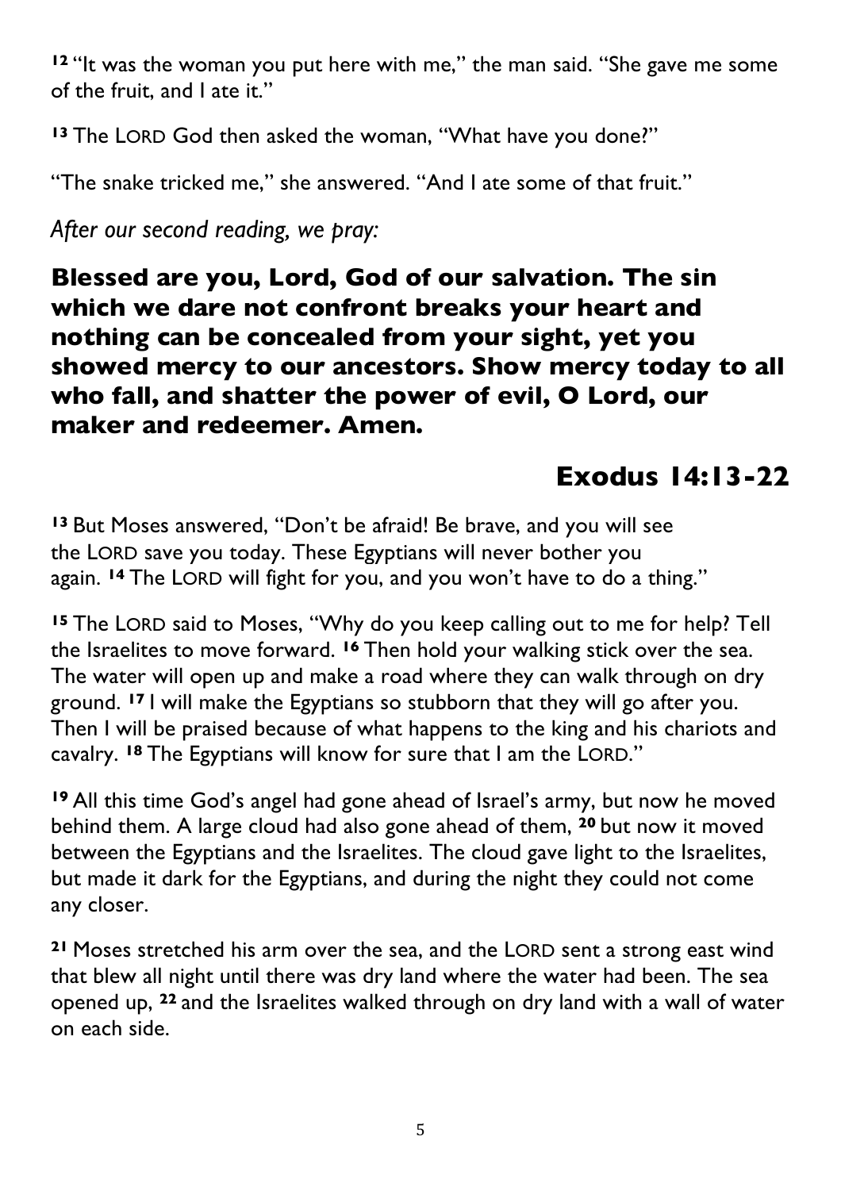[12] "It was the woman you put here with me," the man said. "She gave me some of the fruit, and I ate it."

[13] The LORD God then asked the woman, "What have you done?"

"The snake tricked me," she answered. "And I ate some of that fruit."

*After our second reading, we pray:*

**Blessed are you, Lord, God of our salvation. The sin which we dare not confront breaks your heart and nothing can be concealed from your sight, yet you showed mercy to our ancestors. Show mercy today to all who fall, and shatter the power of evil, O Lord, our maker and redeemer. Amen.**

## Exodus 14:13-22

[13] But Moses answered, "Don't be afraid! Be brave, and you will see the LORD save you today. These Egyptians will never bother you again. [14] The LORD will fight for you, and you won't have to do a thing."

[15] The LORD said to Moses, "Why do you keep calling out to me for help? Tell the Israelites to move forward. [16] Then hold your walking stick over the sea. The water will open up and make a road where they can walk through on dry ground. [17] I will make the Egyptians so stubborn that they will go after you. Then I will be praised because of what happens to the king and his chariots and cavalry. [18] The Egyptians will know for sure that I am the LORD."

[19] All this time God's angel had gone ahead of Israel's army, but now he moved behind them. A large cloud had also gone ahead of them, [20] but now it moved between the Egyptians and the Israelites. The cloud gave light to the Israelites, but made it dark for the Egyptians, and during the night they could not come any closer.

[21] Moses stretched his arm over the sea, and the LORD sent a strong east wind that blew all night until there was dry land where the water had been. The sea opened up, [22] and the Israelites walked through on dry land with a wall of water on each side.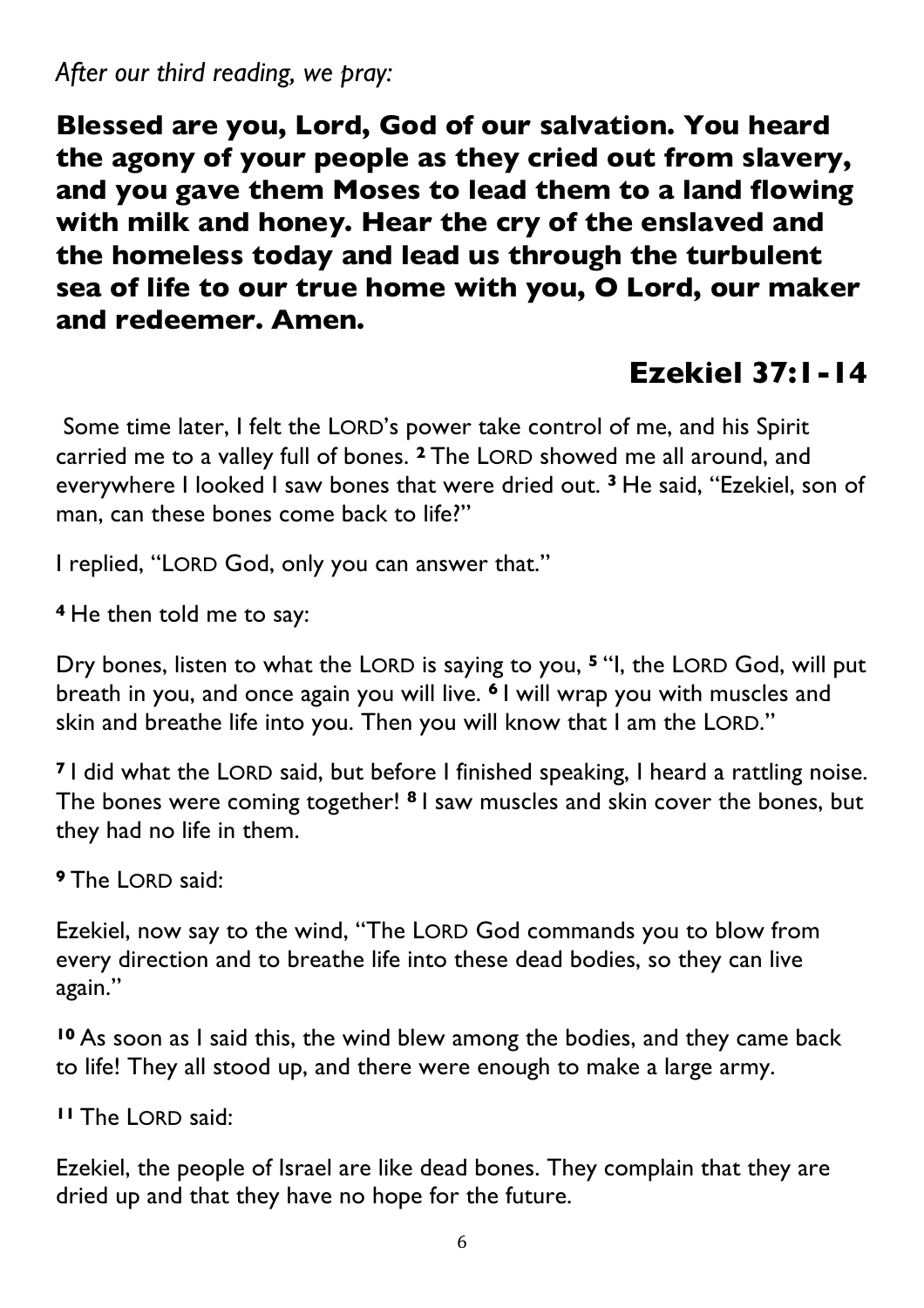*After our third reading, we pray:*

**Blessed are you, Lord, God of our salvation. You heard the agony of your people as they cried out from slavery, and you gave them Moses to lead them to a land flowing with milk and honey. Hear the cry of the enslaved and the homeless today and lead us through the turbulent sea of life to our true home with you, O Lord, our maker and redeemer. Amen.**

## Ezekiel 37:1-14

Some time later, I felt the LORD's power take control of me, and his Spirit carried me to a valley full of bones. **2** The LORD showed me all around, and everywhere I looked I saw bones that were dried out. **3** He said, "Ezekiel, son of man, can these bones come back to life?"

I replied, "LORD God, only you can answer that."

**4** He then told me to say:

Dry bones, listen to what the LORD is saying to you, **5** "I, the LORD God, will put breath in you, and once again you will live. **6** I will wrap you with muscles and skin and breathe life into you. Then you will know that I am the LORD."

**7** I did what the LORD said, but before I finished speaking, I heard a rattling noise. The bones were coming together! **8** I saw muscles and skin cover the bones, but they had no life in them.

**9** The LORD said:

Ezekiel, now say to the wind, "The LORD God commands you to blow from every direction and to breathe life into these dead bodies, so they can live again."

**10** As soon as I said this, the wind blew among the bodies, and they came back to life! They all stood up, and there were enough to make a large army.

**11** The LORD said:

Ezekiel, the people of Israel are like dead bones. They complain that they are dried up and that they have no hope for the future.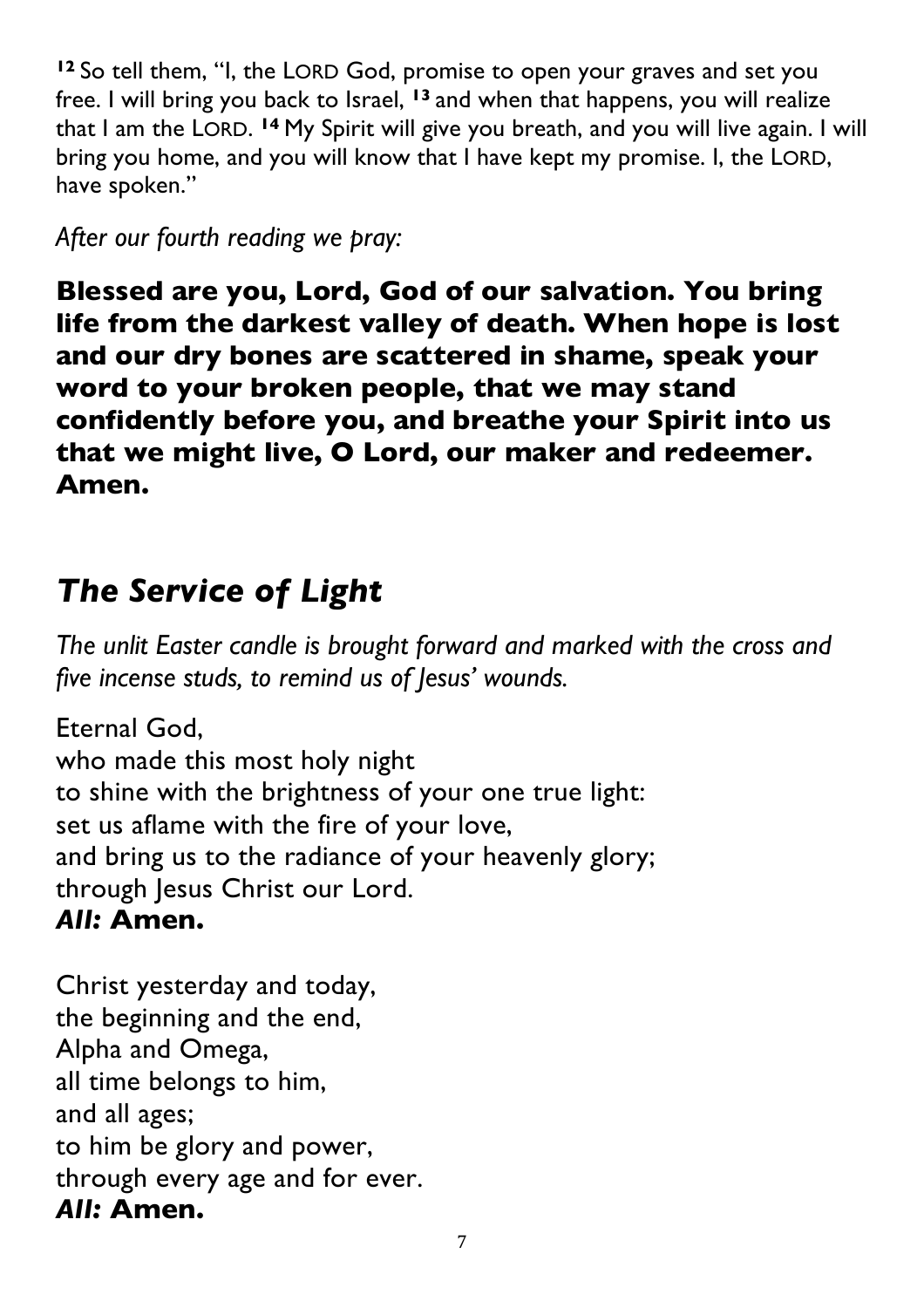[12] So tell them, "I, the LORD God, promise to open your graves and set you free. I will bring you back to Israel, [13] and when that happens, you will realize that I am the LORD. [14] My Spirit will give you breath, and you will live again. I will bring you home, and you will know that I have kept my promise. I, the LORD, have spoken."

*After our fourth reading we pray:*

**Blessed are you, Lord, God of our salvation. You bring life from the darkest valley of death. When hope is lost and our dry bones are scattered in shame, speak your word to your broken people, that we may stand confidently before you, and breathe your Spirit into us that we might live, O Lord, our maker and redeemer. Amen.**

## *The Service of Light*

*The unlit Easter candle is brought forward and marked with the cross and five incense studs, to remind us of Jesus' wounds.*

Eternal God,
who made this most holy night
to shine with the brightness of your one true light:
set us aflame with the fire of your love,
and bring us to the radiance of your heavenly glory;
through Jesus Christ our Lord.
***All:*** **Amen.**

Christ yesterday and today,
the beginning and the end,
Alpha and Omega,
all time belongs to him,
and all ages;
to him be glory and power,
through every age and for ever.
***All:*** **Amen.**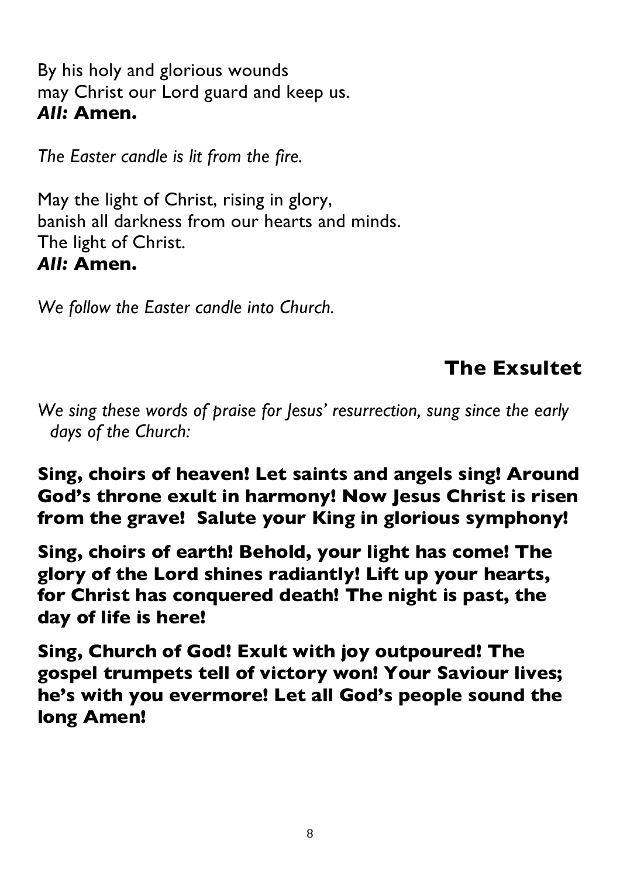By his holy and glorious wounds
may Christ our Lord guard and keep us.
***All:*** **Amen.**

*The Easter candle is lit from the fire.*

May the light of Christ, rising in glory,
banish all darkness from our hearts and minds.
The light of Christ.
***All:*** **Amen.**

*We follow the Easter candle into Church.*

## The Exsultet

*We sing these words of praise for Jesus' resurrection, sung since the early days of the Church:*

**Sing, choirs of heaven! Let saints and angels sing! Around God's throne exult in harmony! Now Jesus Christ is risen from the grave! Salute your King in glorious symphony!**

**Sing, choirs of earth! Behold, your light has come! The glory of the Lord shines radiantly! Lift up your hearts, for Christ has conquered death! The night is past, the day of life is here!**

**Sing, Church of God! Exult with joy outpoured! The gospel trumpets tell of victory won! Your Saviour lives; he's with you evermore! Let all God's people sound the long Amen!**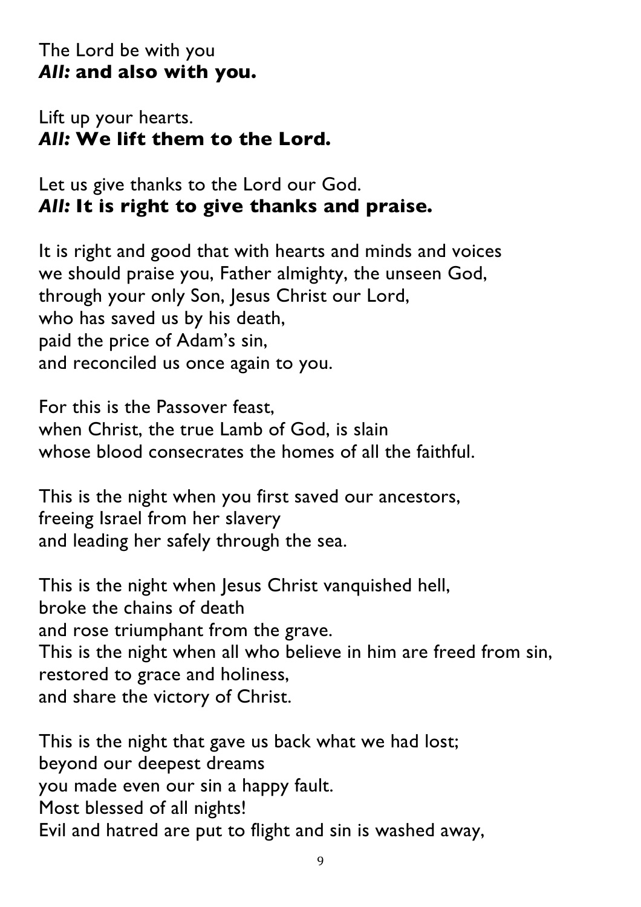The Lord be with you
***All:* and also with you.**

Lift up your hearts.
***All:* We lift them to the Lord.**

Let us give thanks to the Lord our God.
***All:* It is right to give thanks and praise.**

It is right and good that with hearts and minds and voices
we should praise you, Father almighty, the unseen God,
through your only Son, Jesus Christ our Lord,
who has saved us by his death,
paid the price of Adam's sin,
and reconciled us once again to you.

For this is the Passover feast,
when Christ, the true Lamb of God, is slain
whose blood consecrates the homes of all the faithful.

This is the night when you first saved our ancestors,
freeing Israel from her slavery
and leading her safely through the sea.

This is the night when Jesus Christ vanquished hell,
broke the chains of death
and rose triumphant from the grave.
This is the night when all who believe in him are freed from sin,
restored to grace and holiness,
and share the victory of Christ.

This is the night that gave us back what we had lost;
beyond our deepest dreams
you made even our sin a happy fault.
Most blessed of all nights!
Evil and hatred are put to flight and sin is washed away,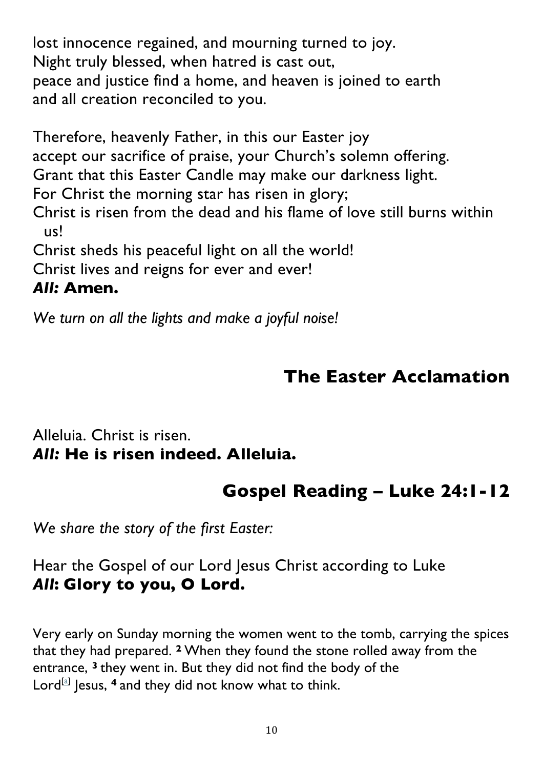lost innocence regained, and mourning turned to joy.
Night truly blessed, when hatred is cast out,
peace and justice find a home, and heaven is joined to earth
and all creation reconciled to you.

Therefore, heavenly Father, in this our Easter joy
accept our sacrifice of praise, your Church's solemn offering.
Grant that this Easter Candle may make our darkness light.
For Christ the morning star has risen in glory;
Christ is risen from the dead and his flame of love still burns within us!
Christ sheds his peaceful light on all the world!
Christ lives and reigns for ever and ever!
***All:* Amen.**

*We turn on all the lights and make a joyful noise!*

## The Easter Acclamation

Alleluia. Christ is risen.
***All:* He is risen indeed. Alleluia.**

## Gospel Reading – Luke 24:1-12

*We share the story of the first Easter:*

Hear the Gospel of our Lord Jesus Christ according to Luke
***All*: Glory to you, O Lord.**

Very early on Sunday morning the women went to the tomb, carrying the spices that they had prepared. **2** When they found the stone rolled away from the entrance, **3** they went in. But they did not find the body of the Lord[a] Jesus, **4** and they did not know what to think.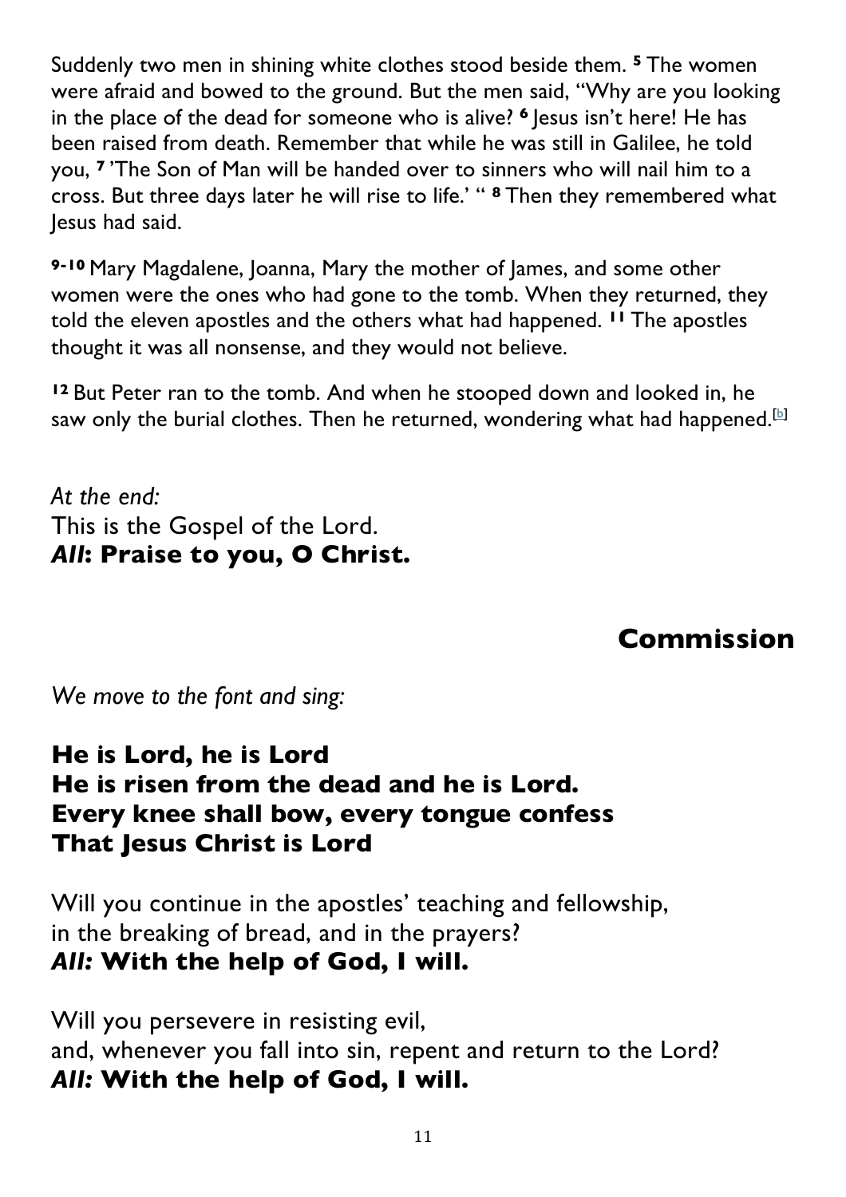Suddenly two men in shining white clothes stood beside them. **5** The women were afraid and bowed to the ground. But the men said, "Why are you looking in the place of the dead for someone who is alive? **6** Jesus isn't here! He has been raised from death. Remember that while he was still in Galilee, he told you, **7** 'The Son of Man will be handed over to sinners who will nail him to a cross. But three days later he will rise to life.' " **8** Then they remembered what Jesus had said.

**9-10** Mary Magdalene, Joanna, Mary the mother of James, and some other women were the ones who had gone to the tomb. When they returned, they told the eleven apostles and the others what had happened. **11** The apostles thought it was all nonsense, and they would not believe.

**12** But Peter ran to the tomb. And when he stooped down and looked in, he saw only the burial clothes. Then he returned, wondering what had happened.[b]

*At the end:*
This is the Gospel of the Lord.
***All*: Praise to you, O Christ.**

## Commission

*We move to the font and sing:*

**He is Lord, he is Lord**
**He is risen from the dead and he is Lord.**
**Every knee shall bow, every tongue confess**
**That Jesus Christ is Lord**

Will you continue in the apostles' teaching and fellowship,
in the breaking of bread, and in the prayers?
***All:* With the help of God, I will.**

Will you persevere in resisting evil,
and, whenever you fall into sin, repent and return to the Lord?
***All:* With the help of God, I will.**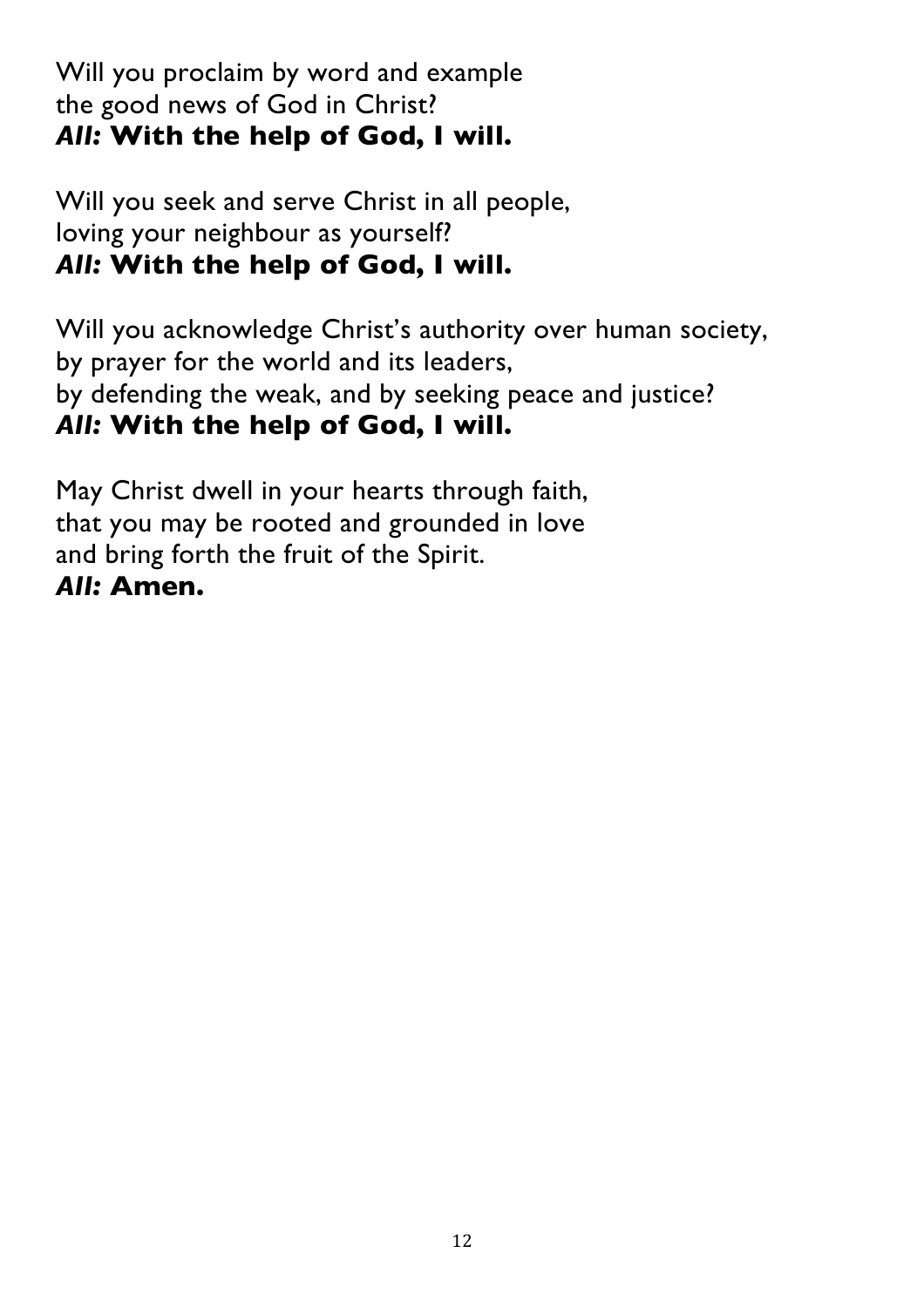Will you proclaim by word and example
the good news of God in Christ?
***All:* With the help of God, I will.**

Will you seek and serve Christ in all people,
loving your neighbour as yourself?
***All:* With the help of God, I will.**

Will you acknowledge Christ's authority over human society,
by prayer for the world and its leaders,
by defending the weak, and by seeking peace and justice?
***All:* With the help of God, I will.**

May Christ dwell in your hearts through faith,
that you may be rooted and grounded in love
and bring forth the fruit of the Spirit.
***All:* Amen.**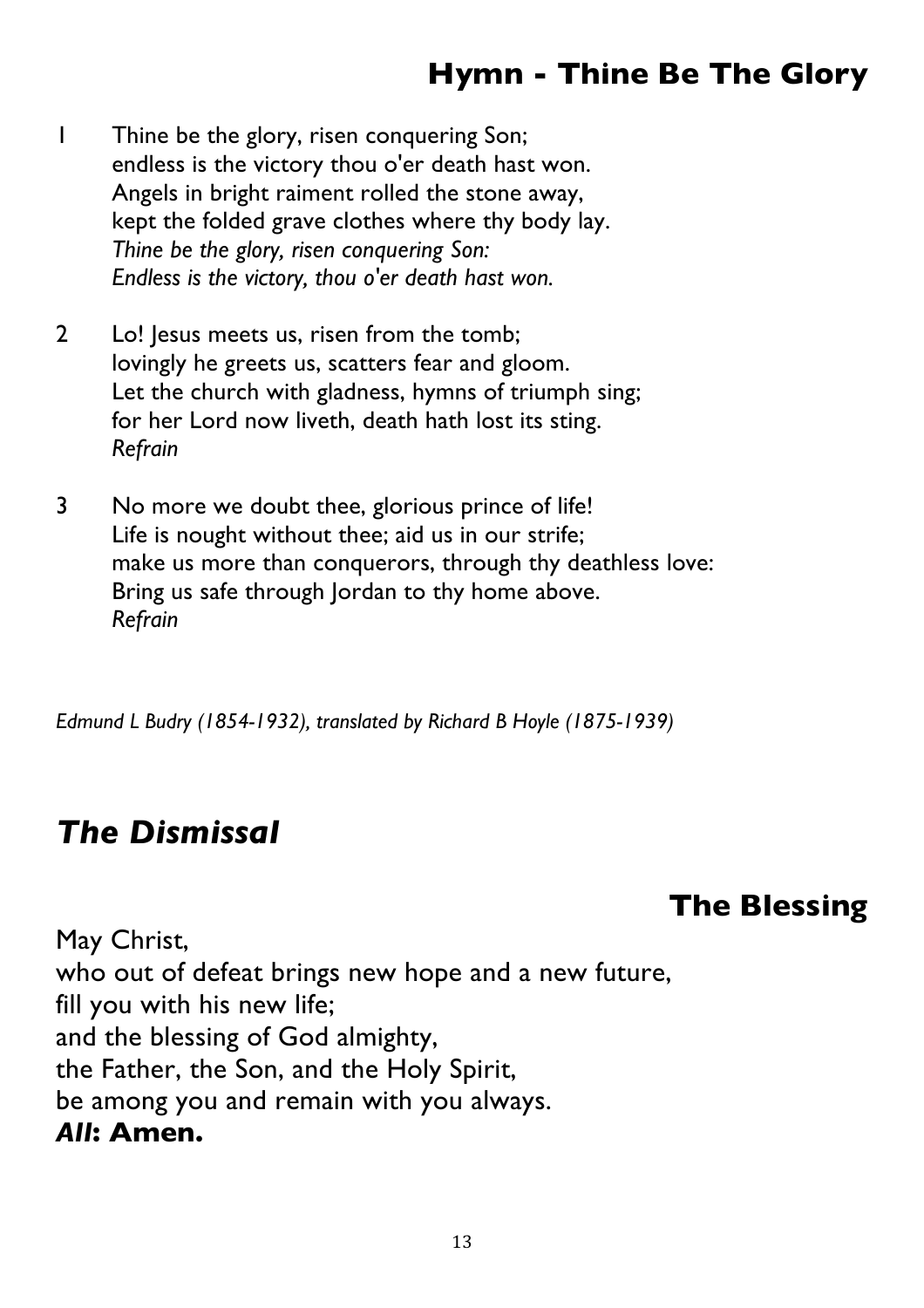## Hymn - Thine Be The Glory

1 Thine be the glory, risen conquering Son;
endless is the victory thou o'er death hast won.
Angels in bright raiment rolled the stone away,
kept the folded grave clothes where thy body lay.
*Thine be the glory, risen conquering Son:*
*Endless is the victory, thou o'er death hast won.*

2 Lo! Jesus meets us, risen from the tomb;
lovingly he greets us, scatters fear and gloom.
Let the church with gladness, hymns of triumph sing;
for her Lord now liveth, death hath lost its sting.
*Refrain*

3 No more we doubt thee, glorious prince of life!
Life is nought without thee; aid us in our strife;
make us more than conquerors, through thy deathless love:
Bring us safe through Jordan to thy home above.
*Refrain*

*Edmund L Budry (1854-1932), translated by Richard B Hoyle (1875-1939)*

# *The Dismissal*

## The Blessing

May Christ,
who out of defeat brings new hope and a new future,
fill you with his new life;
and the blessing of God almighty,
the Father, the Son, and the Holy Spirit,
be among you and remain with you always.
***All*: Amen.**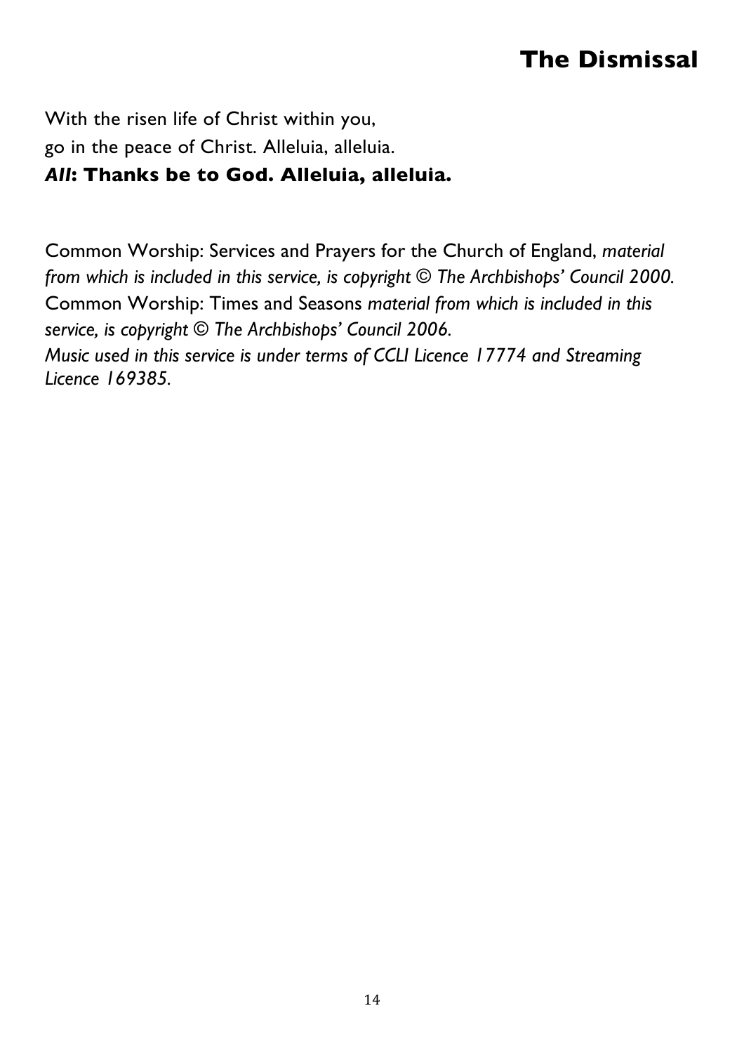## The Dismissal

With the risen life of Christ within you,
go in the peace of Christ. Alleluia, alleluia.
***All*: Thanks be to God. Alleluia, alleluia.**

Common Worship: Services and Prayers for the Church of England, *material from which is included in this service, is copyright © The Archbishops' Council 2000.*
Common Worship: Times and Seasons *material from which is included in this service, is copyright © The Archbishops' Council 2006.*
*Music used in this service is under terms of CCLI Licence 17774 and Streaming Licence 169385.*